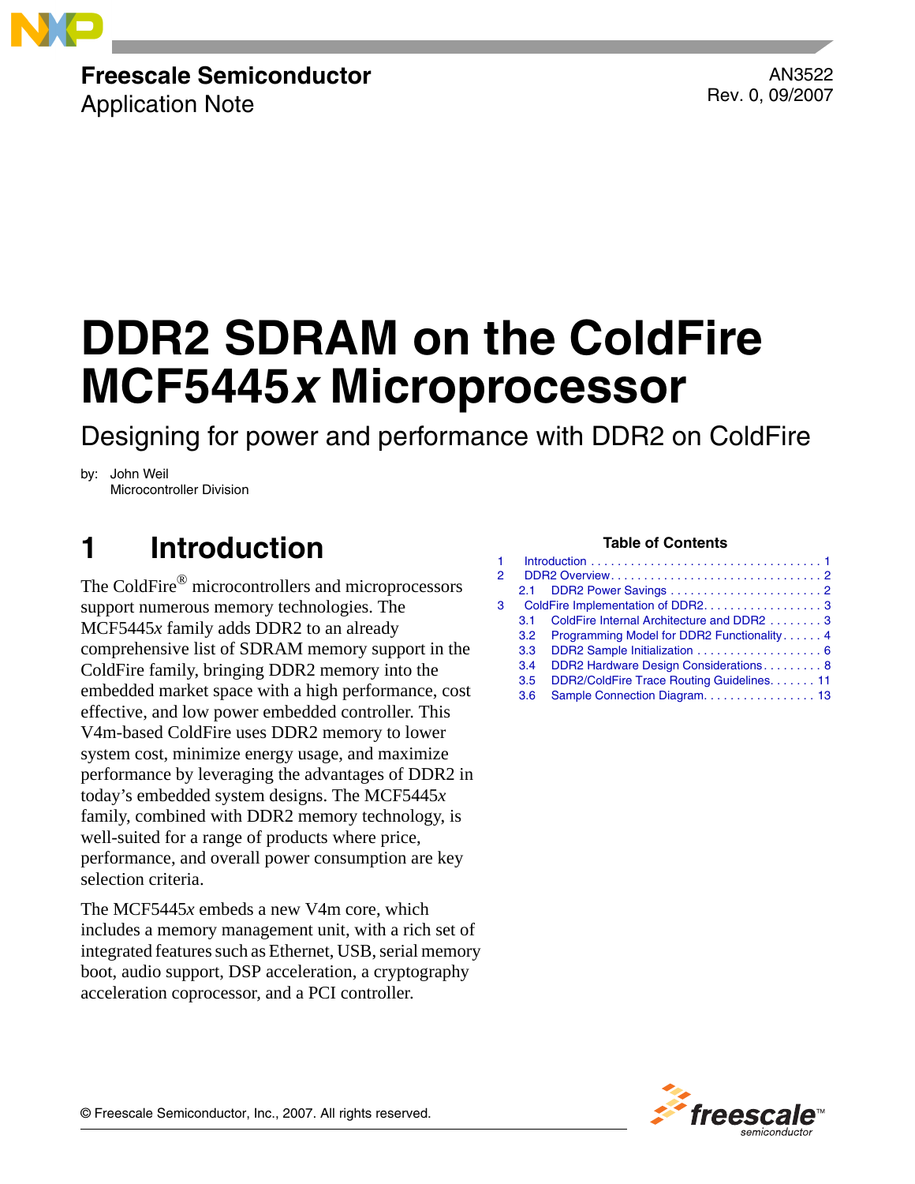Freescale Semiconductor
Application Note

AN3522
Rev. 0, 09/2007

# DDR2 SDRAM on the ColdFire MCF5445*x* Microprocessor

## Designing for power and performance with DDR2 on ColdFire

by: John Weil
Microcontroller Division

## 1 Introduction

The ColdFire® microcontrollers and microprocessors support numerous memory technologies. The MCF5445*x* family adds DDR2 to an already comprehensive list of SDRAM memory support in the ColdFire family, bringing DDR2 memory into the embedded market space with a high performance, cost effective, and low power embedded controller. This V4m-based ColdFire uses DDR2 memory to lower system cost, minimize energy usage, and maximize performance by leveraging the advantages of DDR2 in today's embedded system designs. The MCF5445*x* family, combined with DDR2 memory technology, is well-suited for a range of products where price, performance, and overall power consumption are key selection criteria.

The MCF5445*x* embeds a new V4m core, which includes a memory management unit, with a rich set of integrated features such as Ethernet, USB, serial memory boot, audio support, DSP acceleration, a cryptography acceleration coprocessor, and a PCI controller.

**Table of Contents**

1 Introduction . . . . . . . . . . . . . . . . . . . . . . . . . . . . . . . . . . . 1
2 DDR2 Overview . . . . . . . . . . . . . . . . . . . . . . . . . . . . . . . . 2
  2.1 DDR2 Power Savings . . . . . . . . . . . . . . . . . . . . . . . 2
3 ColdFire Implementation of DDR2. . . . . . . . . . . . . . . . . . 3
  3.1 ColdFire Internal Architecture and DDR2 . . . . . . . . 3
  3.2 Programming Model for DDR2 Functionality . . . . . . 4
  3.3 DDR2 Sample Initialization . . . . . . . . . . . . . . . . . . . 6
  3.4 DDR2 Hardware Design Considerations. . . . . . . . . 8
  3.5 DDR2/ColdFire Trace Routing Guidelines. . . . . . . 11
  3.6 Sample Connection Diagram. . . . . . . . . . . . . . . . . 13

© Freescale Semiconductor, Inc., 2007. All rights reserved.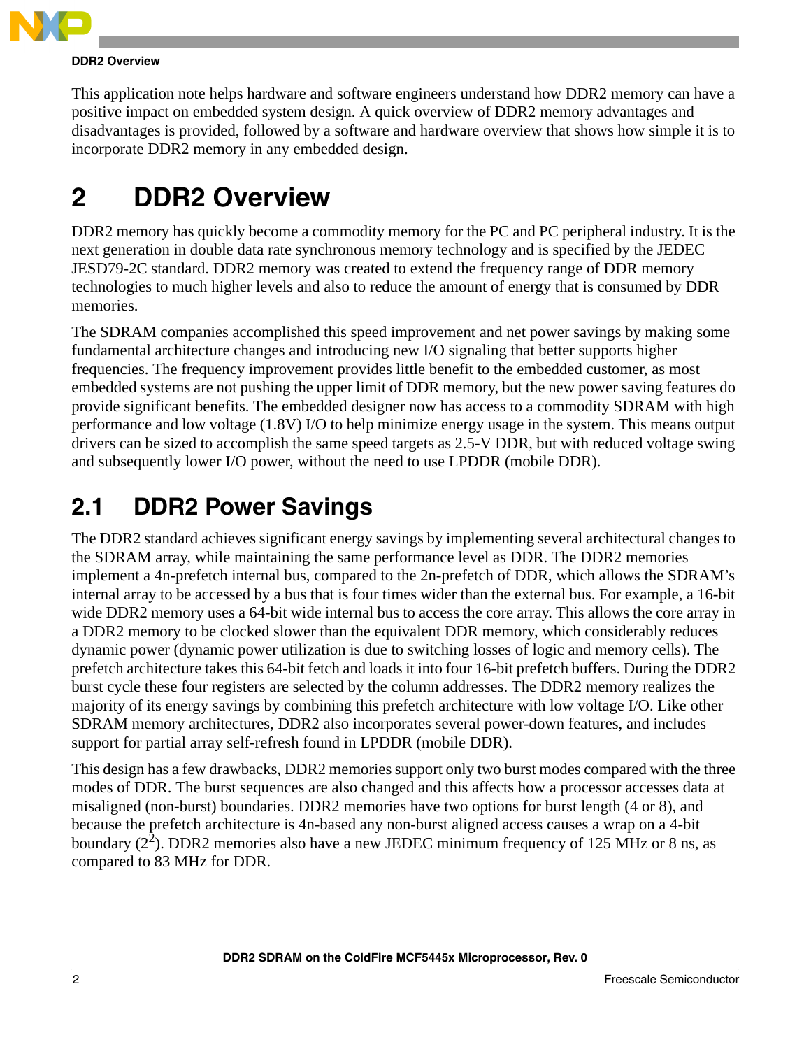This application note helps hardware and software engineers understand how DDR2 memory can have a positive impact on embedded system design. A quick overview of DDR2 memory advantages and disadvantages is provided, followed by a software and hardware overview that shows how simple it is to incorporate DDR2 memory in any embedded design.

# 2 DDR2 Overview

DDR2 memory has quickly become a commodity memory for the PC and PC peripheral industry. It is the next generation in double data rate synchronous memory technology and is specified by the JEDEC JESD79-2C standard. DDR2 memory was created to extend the frequency range of DDR memory technologies to much higher levels and also to reduce the amount of energy that is consumed by DDR memories.

The SDRAM companies accomplished this speed improvement and net power savings by making some fundamental architecture changes and introducing new I/O signaling that better supports higher frequencies. The frequency improvement provides little benefit to the embedded customer, as most embedded systems are not pushing the upper limit of DDR memory, but the new power saving features do provide significant benefits. The embedded designer now has access to a commodity SDRAM with high performance and low voltage (1.8V) I/O to help minimize energy usage in the system. This means output drivers can be sized to accomplish the same speed targets as 2.5-V DDR, but with reduced voltage swing and subsequently lower I/O power, without the need to use LPDDR (mobile DDR).

## 2.1 DDR2 Power Savings

The DDR2 standard achieves significant energy savings by implementing several architectural changes to the SDRAM array, while maintaining the same performance level as DDR. The DDR2 memories implement a 4n-prefetch internal bus, compared to the 2n-prefetch of DDR, which allows the SDRAM's internal array to be accessed by a bus that is four times wider than the external bus. For example, a 16-bit wide DDR2 memory uses a 64-bit wide internal bus to access the core array. This allows the core array in a DDR2 memory to be clocked slower than the equivalent DDR memory, which considerably reduces dynamic power (dynamic power utilization is due to switching losses of logic and memory cells). The prefetch architecture takes this 64-bit fetch and loads it into four 16-bit prefetch buffers. During the DDR2 burst cycle these four registers are selected by the column addresses. The DDR2 memory realizes the majority of its energy savings by combining this prefetch architecture with low voltage I/O. Like other SDRAM memory architectures, DDR2 also incorporates several power-down features, and includes support for partial array self-refresh found in LPDDR (mobile DDR).

This design has a few drawbacks, DDR2 memories support only two burst modes compared with the three modes of DDR. The burst sequences are also changed and this affects how a processor accesses data at misaligned (non-burst) boundaries. DDR2 memories have two options for burst length (4 or 8), and because the prefetch architecture is 4n-based any non-burst aligned access causes a wrap on a 4-bit boundary ($2^2$). DDR2 memories also have a new JEDEC minimum frequency of 125 MHz or 8 ns, as compared to 83 MHz for DDR.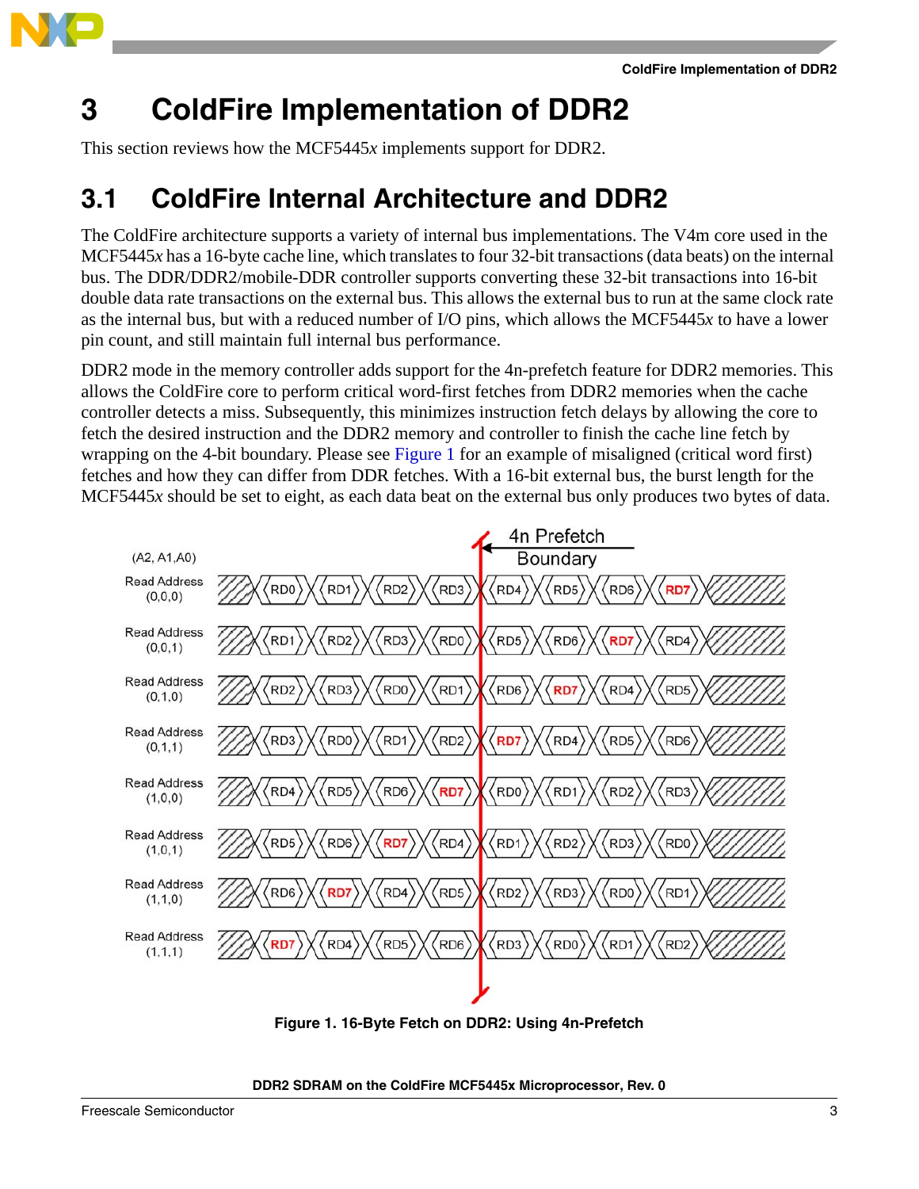# 3 ColdFire Implementation of DDR2

This section reviews how the MCF5445*x* implements support for DDR2.

## 3.1 ColdFire Internal Architecture and DDR2

The ColdFire architecture supports a variety of internal bus implementations. The V4m core used in the MCF5445*x* has a 16-byte cache line, which translates to four 32-bit transactions (data beats) on the internal bus. The DDR/DDR2/mobile-DDR controller supports converting these 32-bit transactions into 16-bit double data rate transactions on the external bus. This allows the external bus to run at the same clock rate as the internal bus, but with a reduced number of I/O pins, which allows the MCF5445*x* to have a lower pin count, and still maintain full internal bus performance.

DDR2 mode in the memory controller adds support for the 4n-prefetch feature for DDR2 memories. This allows the ColdFire core to perform critical word-first fetches from DDR2 memories when the cache controller detects a miss. Subsequently, this minimizes instruction fetch delays by allowing the core to fetch the desired instruction and the DDR2 memory and controller to finish the cache line fetch by wrapping on the 4-bit boundary. Please see Figure 1 for an example of misaligned (critical word first) fetches and how they can differ from DDR fetches. With a 16-bit external bus, the burst length for the MCF5445*x* should be set to eight, as each data beat on the external bus only produces two bytes of data.

| (A2, A1, A0) | | | | | 4n Prefetch Boundary | | | |
|---|---|---|---|---|---|---|---|---|
| Read Address (0,0,0) | RD0 | RD1 | RD2 | RD3 | RD4 | RD5 | RD6 | RD7 |
| Read Address (0,0,1) | RD1 | RD2 | RD3 | RD0 | RD5 | RD6 | RD7 | RD4 |
| Read Address (0,1,0) | RD2 | RD3 | RD0 | RD1 | RD6 | RD7 | RD4 | RD5 |
| Read Address (0,1,1) | RD3 | RD0 | RD1 | RD2 | RD7 | RD4 | RD5 | RD6 |
| Read Address (1,0,0) | RD4 | RD5 | RD6 | RD7 | RD0 | RD1 | RD2 | RD3 |
| Read Address (1,0,1) | RD5 | RD6 | RD7 | RD4 | RD1 | RD2 | RD3 | RD0 |
| Read Address (1,1,0) | RD6 | RD7 | RD4 | RD5 | RD2 | RD3 | RD0 | RD1 |
| Read Address (1,1,1) | RD7 | RD4 | RD5 | RD6 | RD3 | RD0 | RD1 | RD2 |

**Figure 1. 16-Byte Fetch on DDR2: Using 4n-Prefetch**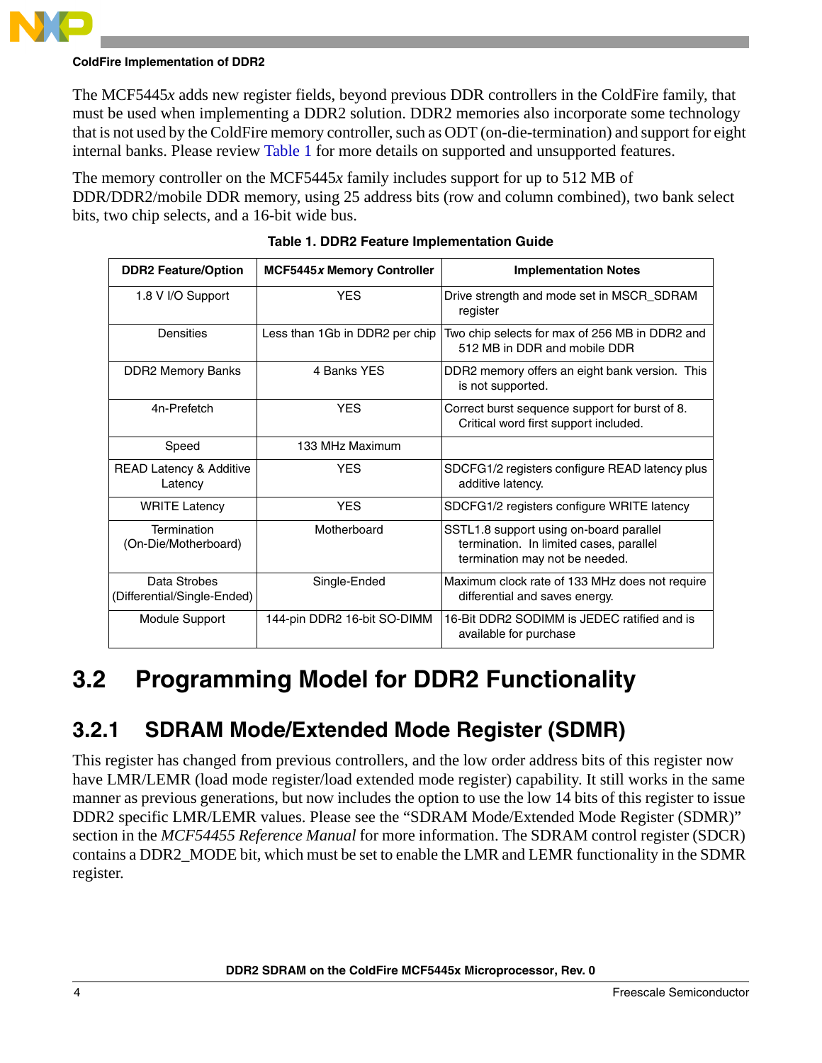The MCF5445*x* adds new register fields, beyond previous DDR controllers in the ColdFire family, that must be used when implementing a DDR2 solution. DDR2 memories also incorporate some technology that is not used by the ColdFire memory controller, such as ODT (on-die-termination) and support for eight internal banks. Please review Table 1 for more details on supported and unsupported features.

The memory controller on the MCF5445*x* family includes support for up to 512 MB of DDR/DDR2/mobile DDR memory, using 25 address bits (row and column combined), two bank select bits, two chip selects, and a 16-bit wide bus.

**Table 1. DDR2 Feature Implementation Guide**

| DDR2 Feature/Option | MCF5445*x* Memory Controller | Implementation Notes |
|---|---|---|
| 1.8 V I/O Support | YES | Drive strength and mode set in MSCR_SDRAM register |
| Densities | Less than 1Gb in DDR2 per chip | Two chip selects for max of 256 MB in DDR2 and 512 MB in DDR and mobile DDR |
| DDR2 Memory Banks | 4 Banks YES | DDR2 memory offers an eight bank version. This is not supported. |
| 4n-Prefetch | YES | Correct burst sequence support for burst of 8. Critical word first support included. |
| Speed | 133 MHz Maximum | |
| READ Latency & Additive Latency | YES | SDCFG1/2 registers configure READ latency plus additive latency. |
| WRITE Latency | YES | SDCFG1/2 registers configure WRITE latency |
| Termination (On-Die/Motherboard) | Motherboard | SSTL1.8 support using on-board parallel termination. In limited cases, parallel termination may not be needed. |
| Data Strobes (Differential/Single-Ended) | Single-Ended | Maximum clock rate of 133 MHz does not require differential and saves energy. |
| Module Support | 144-pin DDR2 16-bit SO-DIMM | 16-Bit DDR2 SODIMM is JEDEC ratified and is available for purchase |

## 3.2 Programming Model for DDR2 Functionality

### 3.2.1 SDRAM Mode/Extended Mode Register (SDMR)

This register has changed from previous controllers, and the low order address bits of this register now have LMR/LEMR (load mode register/load extended mode register) capability. It still works in the same manner as previous generations, but now includes the option to use the low 14 bits of this register to issue DDR2 specific LMR/LEMR values. Please see the “SDRAM Mode/Extended Mode Register (SDMR)” section in the *MCF54455 Reference Manual* for more information. The SDRAM control register (SDCR) contains a DDR2_MODE bit, which must be set to enable the LMR and LEMR functionality in the SDMR register.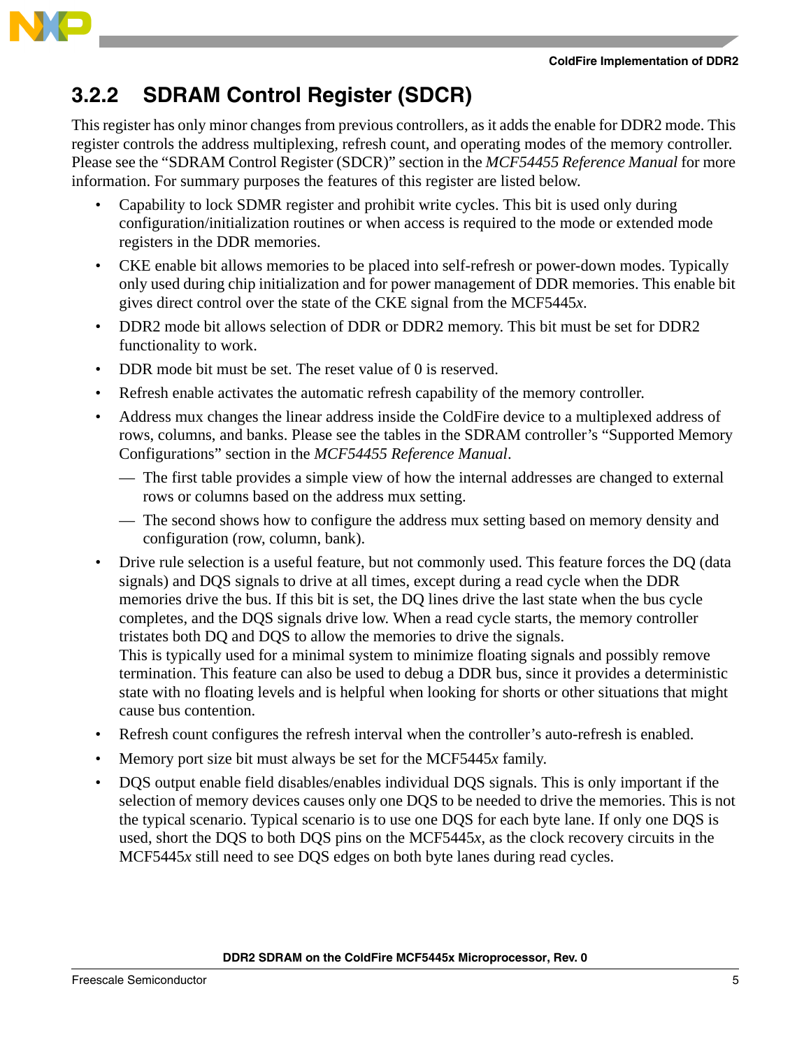### 3.2.2 SDRAM Control Register (SDCR)

This register has only minor changes from previous controllers, as it adds the enable for DDR2 mode. This register controls the address multiplexing, refresh count, and operating modes of the memory controller. Please see the "SDRAM Control Register (SDCR)" section in the *MCF54455 Reference Manual* for more information. For summary purposes the features of this register are listed below.

- Capability to lock SDMR register and prohibit write cycles. This bit is used only during configuration/initialization routines or when access is required to the mode or extended mode registers in the DDR memories.
- CKE enable bit allows memories to be placed into self-refresh or power-down modes. Typically only used during chip initialization and for power management of DDR memories. This enable bit gives direct control over the state of the CKE signal from the MCF5445*x*.
- DDR2 mode bit allows selection of DDR or DDR2 memory. This bit must be set for DDR2 functionality to work.
- DDR mode bit must be set. The reset value of 0 is reserved.
- Refresh enable activates the automatic refresh capability of the memory controller.
- Address mux changes the linear address inside the ColdFire device to a multiplexed address of rows, columns, and banks. Please see the tables in the SDRAM controller's "Supported Memory Configurations" section in the *MCF54455 Reference Manual*.
  - The first table provides a simple view of how the internal addresses are changed to external rows or columns based on the address mux setting.
  - The second shows how to configure the address mux setting based on memory density and configuration (row, column, bank).
- Drive rule selection is a useful feature, but not commonly used. This feature forces the DQ (data signals) and DQS signals to drive at all times, except during a read cycle when the DDR memories drive the bus. If this bit is set, the DQ lines drive the last state when the bus cycle completes, and the DQS signals drive low. When a read cycle starts, the memory controller tristates both DQ and DQS to allow the memories to drive the signals.
  This is typically used for a minimal system to minimize floating signals and possibly remove termination. This feature can also be used to debug a DDR bus, since it provides a deterministic state with no floating levels and is helpful when looking for shorts or other situations that might cause bus contention.
- Refresh count configures the refresh interval when the controller's auto-refresh is enabled.
- Memory port size bit must always be set for the MCF5445*x* family.
- DQS output enable field disables/enables individual DQS signals. This is only important if the selection of memory devices causes only one DQS to be needed to drive the memories. This is not the typical scenario. Typical scenario is to use one DQS for each byte lane. If only one DQS is used, short the DQS to both DQS pins on the MCF5445*x*, as the clock recovery circuits in the MCF5445*x* still need to see DQS edges on both byte lanes during read cycles.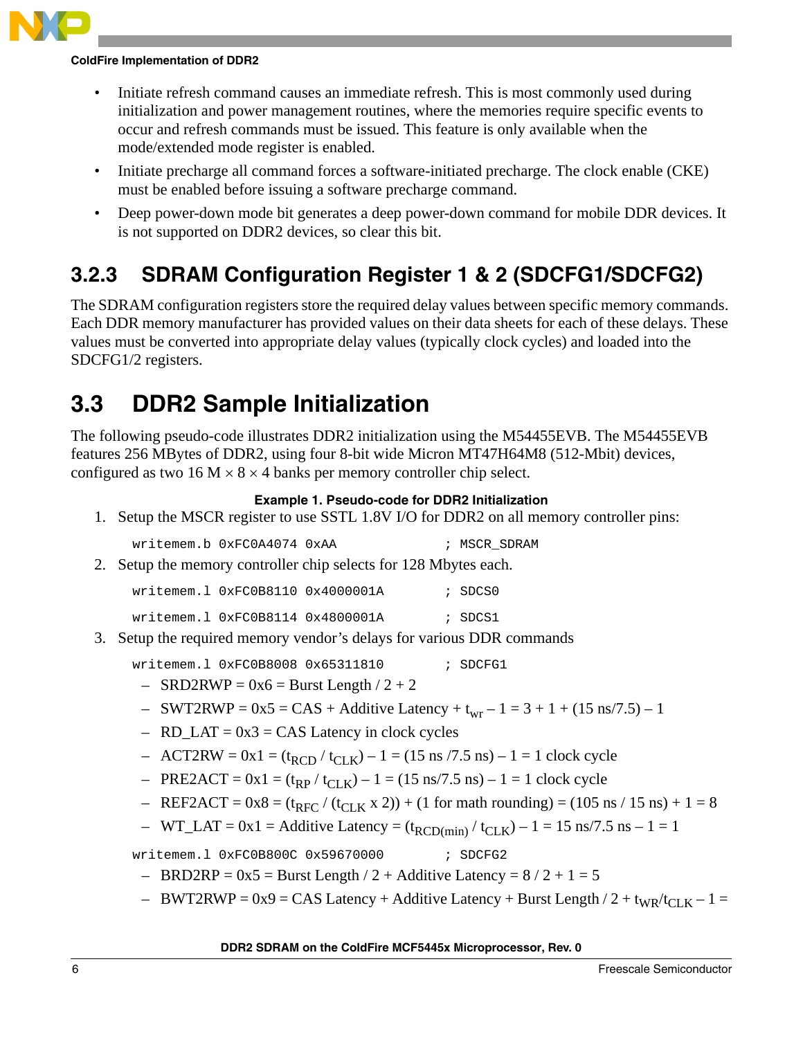- Initiate refresh command causes an immediate refresh. This is most commonly used during initialization and power management routines, where the memories require specific events to occur and refresh commands must be issued. This feature is only available when the mode/extended mode register is enabled.
- Initiate precharge all command forces a software-initiated precharge. The clock enable (CKE) must be enabled before issuing a software precharge command.
- Deep power-down mode bit generates a deep power-down command for mobile DDR devices. It is not supported on DDR2 devices, so clear this bit.

### 3.2.3 SDRAM Configuration Register 1 & 2 (SDCFG1/SDCFG2)

The SDRAM configuration registers store the required delay values between specific memory commands. Each DDR memory manufacturer has provided values on their data sheets for each of these delays. These values must be converted into appropriate delay values (typically clock cycles) and loaded into the SDCFG1/2 registers.

## 3.3 DDR2 Sample Initialization

The following pseudo-code illustrates DDR2 initialization using the M54455EVB. The M54455EVB features 256 MBytes of DDR2, using four 8-bit wide Micron MT47H64M8 (512-Mbit) devices, configured as two 16 M × 8 × 4 banks per memory controller chip select.

**Example 1. Pseudo-code for DDR2 Initialization**

1. Setup the MSCR register to use SSTL 1.8V I/O for DDR2 on all memory controller pins:

```
writemem.b 0xFC0A4074 0xAA              ; MSCR_SDRAM
```

2. Setup the memory controller chip selects for 128 Mbytes each.

```
writemem.l 0xFC0B8110 0x4000001A        ; SDCS0
writemem.l 0xFC0B8114 0x4800001A        ; SDCS1
```

3. Setup the required memory vendor's delays for various DDR commands

```
writemem.l 0xFC0B8008 0x65311810        ; SDCFG1
```

   - SRD2RWP = 0x6 = Burst Length / 2 + 2
   - SWT2RWP = 0x5 = CAS + Additive Latency + $t_{wr}$ – 1 = 3 + 1 + (15 ns/7.5) – 1
   - RD_LAT = 0x3 = CAS Latency in clock cycles
   - ACT2RW = 0x1 = ($t_{RCD}$ / $t_{CLK}$) – 1 = (15 ns /7.5 ns) – 1 = 1 clock cycle
   - PRE2ACT = 0x1 = ($t_{RP}$ / $t_{CLK}$) – 1 = (15 ns/7.5 ns) – 1 = 1 clock cycle
   - REF2ACT = 0x8 = ($t_{RFC}$ / ($t_{CLK}$ x 2)) + (1 for math rounding) = (105 ns / 15 ns) + 1 = 8
   - WT_LAT = 0x1 = Additive Latency = ($t_{RCD(min)}$ / $t_{CLK}$) – 1 = 15 ns/7.5 ns – 1 = 1

```
writemem.l 0xFC0B800C 0x59670000        ; SDCFG2
```

   - BRD2RP = 0x5 = Burst Length / 2 + Additive Latency = 8 / 2 + 1 = 5
   - BWT2RWP = 0x9 = CAS Latency + Additive Latency + Burst Length / 2 + $t_{WR}$/$t_{CLK}$ – 1 =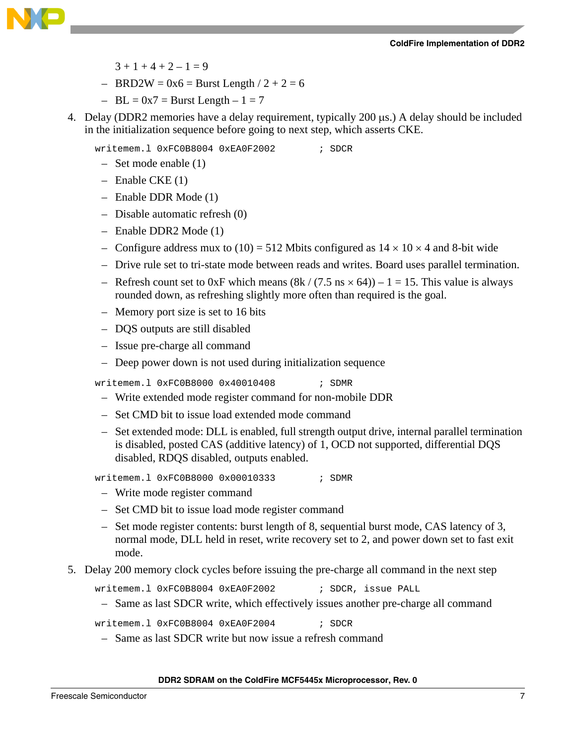$3 + 1 + 4 + 2 – 1 = 9$

- BRD2W = 0x6 = Burst Length / 2 + 2 = 6
- BL = 0x7 = Burst Length – 1 = 7

4. Delay (DDR2 memories have a delay requirement, typically 200 µs.) A delay should be included in the initialization sequence before going to next step, which asserts CKE.

```
writemem.l 0xFC0B8004 0xEA0F2002        ; SDCR
```

   - Set mode enable (1)
   - Enable CKE (1)
   - Enable DDR Mode (1)
   - Disable automatic refresh (0)
   - Enable DDR2 Mode (1)
   - Configure address mux to (10) = 512 Mbits configured as 14 × 10 × 4 and 8-bit wide
   - Drive rule set to tri-state mode between reads and writes. Board uses parallel termination.
   - Refresh count set to 0xF which means (8k / (7.5 ns × 64)) – 1 = 15. This value is always rounded down, as refreshing slightly more often than required is the goal.
   - Memory port size is set to 16 bits
   - DQS outputs are still disabled
   - Issue pre-charge all command
   - Deep power down is not used during initialization sequence

```
writemem.l 0xFC0B8000 0x40010408        ; SDMR
```

   - Write extended mode register command for non-mobile DDR
   - Set CMD bit to issue load extended mode command
   - Set extended mode: DLL is enabled, full strength output drive, internal parallel termination is disabled, posted CAS (additive latency) of 1, OCD not supported, differential DQS disabled, RDQS disabled, outputs enabled.

```
writemem.l 0xFC0B8000 0x00010333        ; SDMR
```

   - Write mode register command
   - Set CMD bit to issue load mode register command
   - Set mode register contents: burst length of 8, sequential burst mode, CAS latency of 3, normal mode, DLL held in reset, write recovery set to 2, and power down set to fast exit mode.

5. Delay 200 memory clock cycles before issuing the pre-charge all command in the next step

```
writemem.l 0xFC0B8004 0xEA0F2002        ; SDCR, issue PALL
```

   - Same as last SDCR write, which effectively issues another pre-charge all command

```
writemem.l 0xFC0B8004 0xEA0F2004        ; SDCR
```

   - Same as last SDCR write but now issue a refresh command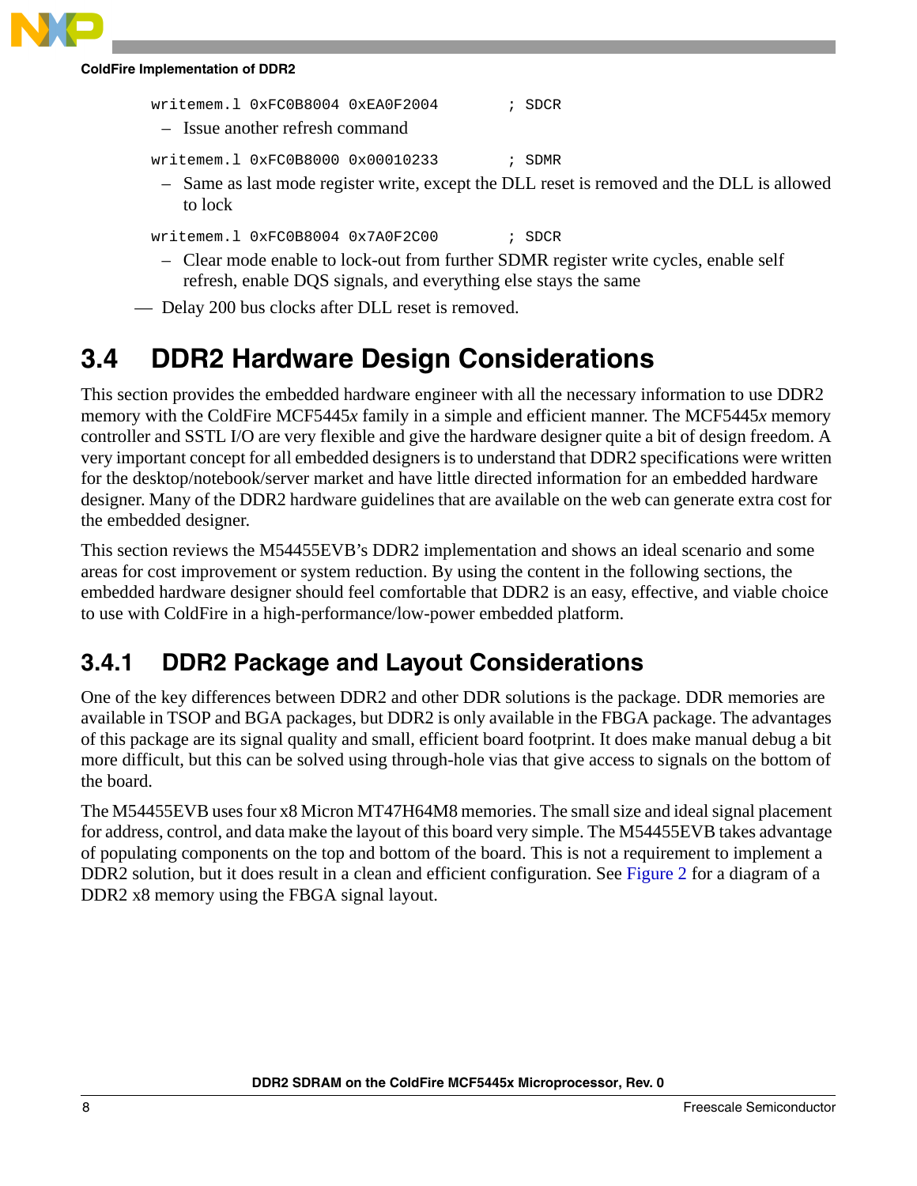```
writemem.l 0xFC0B8004 0xEA0F2004        ; SDCR
```

– Issue another refresh command

```
writemem.l 0xFC0B8000 0x00010233        ; SDMR
```

– Same as last mode register write, except the DLL reset is removed and the DLL is allowed to lock

```
writemem.l 0xFC0B8004 0x7A0F2C00        ; SDCR
```

– Clear mode enable to lock-out from further SDMR register write cycles, enable self refresh, enable DQS signals, and everything else stays the same

— Delay 200 bus clocks after DLL reset is removed.

## 3.4 DDR2 Hardware Design Considerations

This section provides the embedded hardware engineer with all the necessary information to use DDR2 memory with the ColdFire MCF5445*x* family in a simple and efficient manner. The MCF5445*x* memory controller and SSTL I/O are very flexible and give the hardware designer quite a bit of design freedom. A very important concept for all embedded designers is to understand that DDR2 specifications were written for the desktop/notebook/server market and have little directed information for an embedded hardware designer. Many of the DDR2 hardware guidelines that are available on the web can generate extra cost for the embedded designer.

This section reviews the M54455EVB's DDR2 implementation and shows an ideal scenario and some areas for cost improvement or system reduction. By using the content in the following sections, the embedded hardware designer should feel comfortable that DDR2 is an easy, effective, and viable choice to use with ColdFire in a high-performance/low-power embedded platform.

### 3.4.1 DDR2 Package and Layout Considerations

One of the key differences between DDR2 and other DDR solutions is the package. DDR memories are available in TSOP and BGA packages, but DDR2 is only available in the FBGA package. The advantages of this package are its signal quality and small, efficient board footprint. It does make manual debug a bit more difficult, but this can be solved using through-hole vias that give access to signals on the bottom of the board.

The M54455EVB uses four x8 Micron MT47H64M8 memories. The small size and ideal signal placement for address, control, and data make the layout of this board very simple. The M54455EVB takes advantage of populating components on the top and bottom of the board. This is not a requirement to implement a DDR2 solution, but it does result in a clean and efficient configuration. See Figure 2 for a diagram of a DDR2 x8 memory using the FBGA signal layout.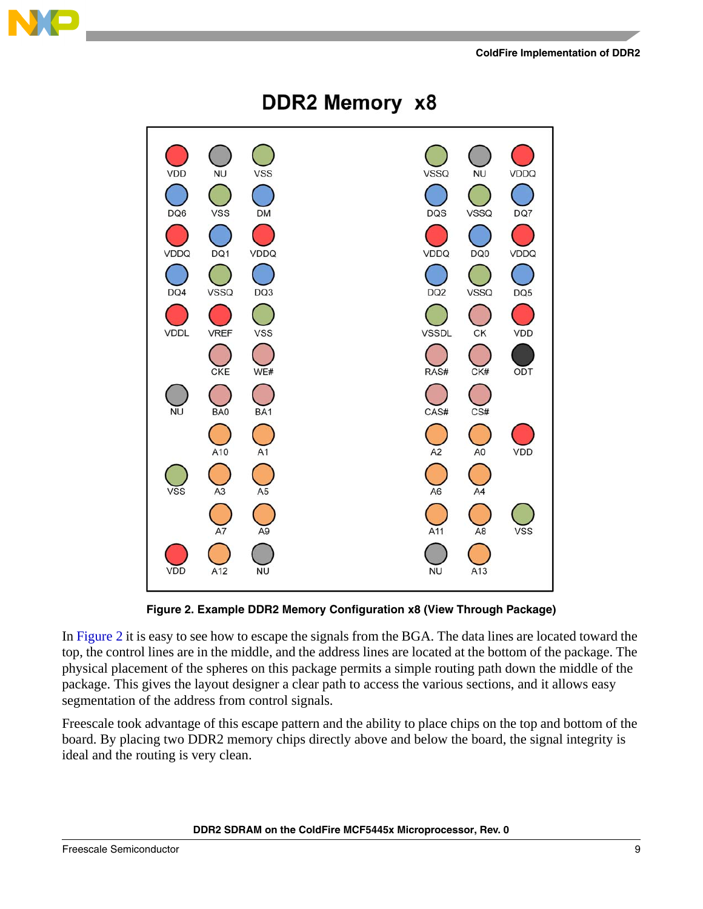DDR2 Memory x8

| VDD | NU | VSS | | VSSQ | NU | VDDQ |
|---|---|---|---|---|---|---|
| DQ6 | VSS | DM | | DQS | VSSQ | DQ7 |
| VDDQ | DQ1 | VDDQ | | VDDQ | DQ0 | VDDQ |
| DQ4 | VSSQ | DQ3 | | DQ2 | VSSQ | DQ5 |
| VDDL | VREF | VSS | | VSSDL | CK | VDD |
| | CKE | WE# | | RAS# | CK# | ODT |
| NU | BA0 | BA1 | | CAS# | CS# | |
| | A10 | A1 | | A2 | A0 | VDD |
| VSS | A3 | A5 | | A6 | A4 | |
| | A7 | A9 | | A11 | A8 | VSS |
| VDD | A12 | NU | | NU | A13 | |

**Figure 2. Example DDR2 Memory Configuration x8 (View Through Package)**

In Figure 2 it is easy to see how to escape the signals from the BGA. The data lines are located toward the top, the control lines are in the middle, and the address lines are located at the bottom of the package. The physical placement of the spheres on this package permits a simple routing path down the middle of the package. This gives the layout designer a clear path to access the various sections, and it allows easy segmentation of the address from control signals.

Freescale took advantage of this escape pattern and the ability to place chips on the top and bottom of the board. By placing two DDR2 memory chips directly above and below the board, the signal integrity is ideal and the routing is very clean.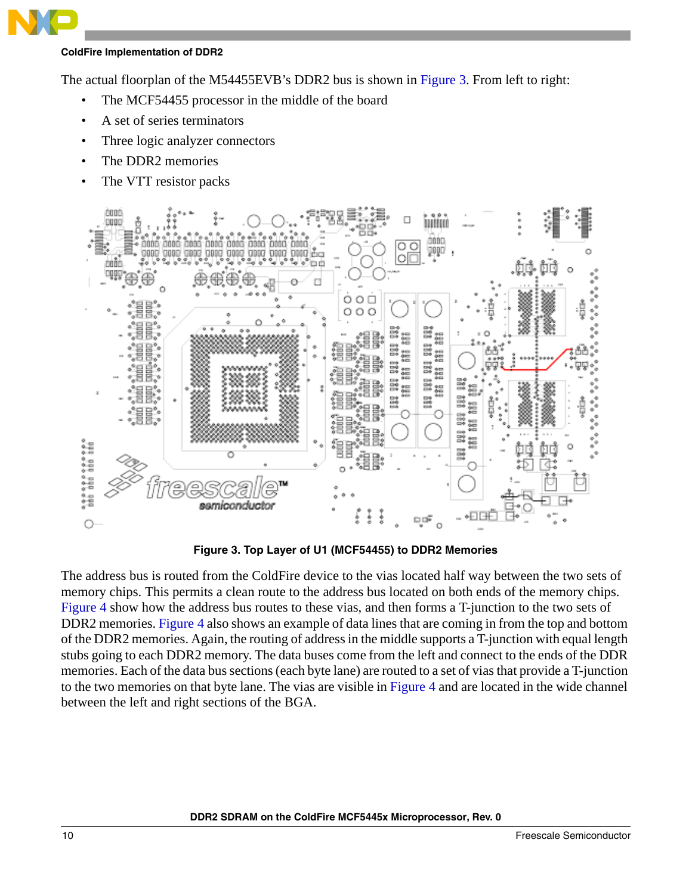The actual floorplan of the M54455EVB's DDR2 bus is shown in Figure 3. From left to right:

- The MCF54455 processor in the middle of the board
- A set of series terminators
- Three logic analyzer connectors
- The DDR2 memories
- The VTT resistor packs

**Figure 3. Top Layer of U1 (MCF54455) to DDR2 Memories**

The address bus is routed from the ColdFire device to the vias located half way between the two sets of memory chips. This permits a clean route to the address bus located on both ends of the memory chips. Figure 4 show how the address bus routes to these vias, and then forms a T-junction to the two sets of DDR2 memories. Figure 4 also shows an example of data lines that are coming in from the top and bottom of the DDR2 memories. Again, the routing of address in the middle supports a T-junction with equal length stubs going to each DDR2 memory. The data buses come from the left and connect to the ends of the DDR memories. Each of the data bus sections (each byte lane) are routed to a set of vias that provide a T-junction to the two memories on that byte lane. The vias are visible in Figure 4 and are located in the wide channel between the left and right sections of the BGA.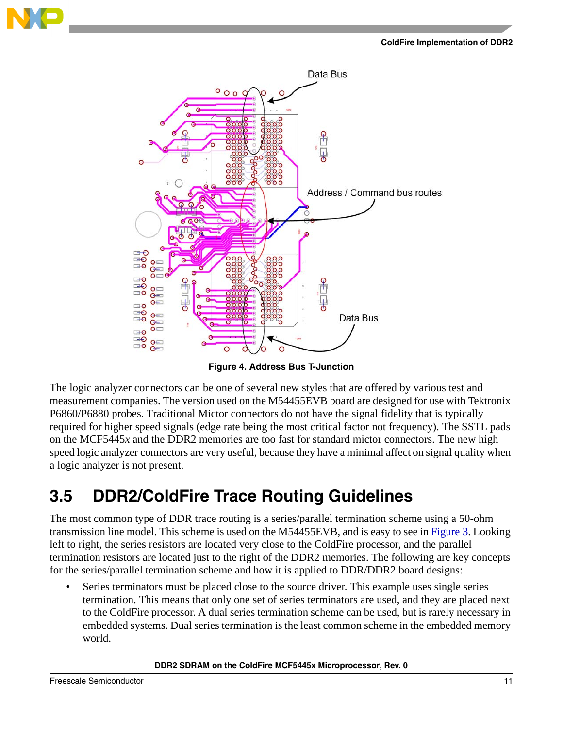Figure 4. Address Bus T-Junction

The logic analyzer connectors can be one of several new styles that are offered by various test and measurement companies. The version used on the M54455EVB board are designed for use with Tektronix P6860/P6880 probes. Traditional Mictor connectors do not have the signal fidelity that is typically required for higher speed signals (edge rate being the most critical factor not frequency). The SSTL pads on the MCF5445*x* and the DDR2 memories are too fast for standard mictor connectors. The new high speed logic analyzer connectors are very useful, because they have a minimal affect on signal quality when a logic analyzer is not present.

## 3.5 DDR2/ColdFire Trace Routing Guidelines

The most common type of DDR trace routing is a series/parallel termination scheme using a 50-ohm transmission line model. This scheme is used on the M54455EVB, and is easy to see in Figure 3. Looking left to right, the series resistors are located very close to the ColdFire processor, and the parallel termination resistors are located just to the right of the DDR2 memories. The following are key concepts for the series/parallel termination scheme and how it is applied to DDR/DDR2 board designs:

- Series terminators must be placed close to the source driver. This example uses single series termination. This means that only one set of series terminators are used, and they are placed next to the ColdFire processor. A dual series termination scheme can be used, but is rarely necessary in embedded systems. Dual series termination is the least common scheme in the embedded memory world.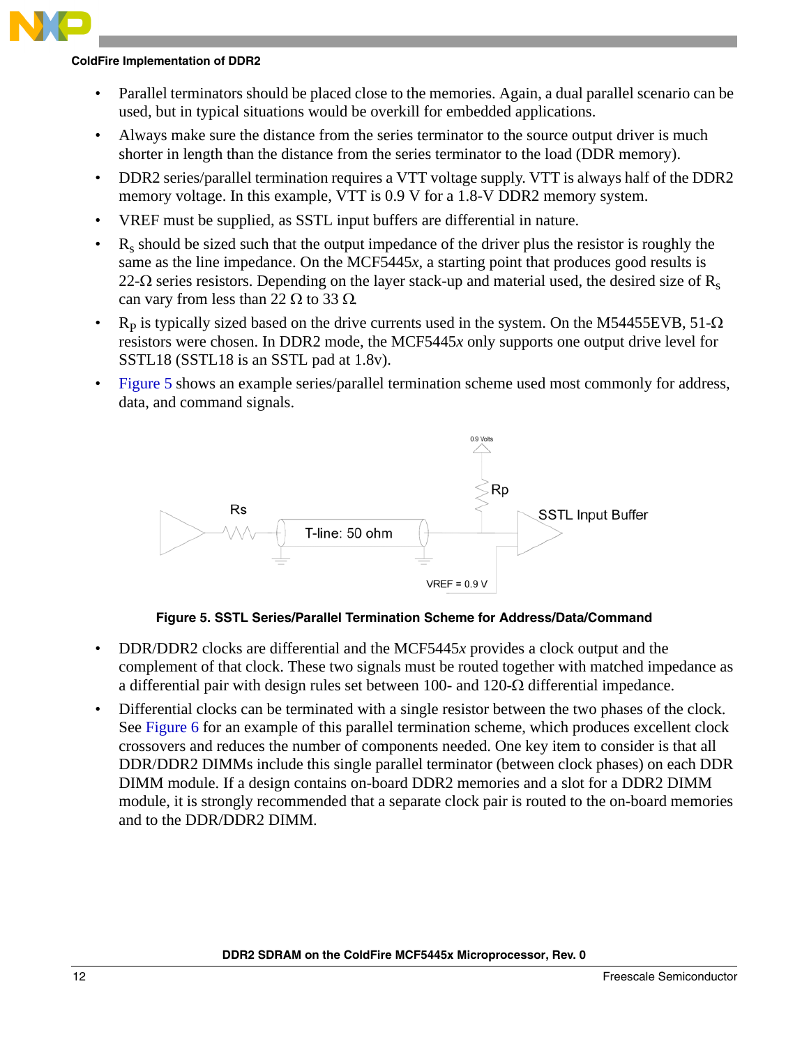- Parallel terminators should be placed close to the memories. Again, a dual parallel scenario can be used, but in typical situations would be overkill for embedded applications.
- Always make sure the distance from the series terminator to the source output driver is much shorter in length than the distance from the series terminator to the load (DDR memory).
- DDR2 series/parallel termination requires a VTT voltage supply. VTT is always half of the DDR2 memory voltage. In this example, VTT is 0.9 V for a 1.8-V DDR2 memory system.
- VREF must be supplied, as SSTL input buffers are differential in nature.
- $R_s$ should be sized such that the output impedance of the driver plus the resistor is roughly the same as the line impedance. On the MCF5445*x*, a starting point that produces good results is 22-Ω series resistors. Depending on the layer stack-up and material used, the desired size of $R_s$ can vary from less than 22 Ω to 33 Ω.
- $R_P$ is typically sized based on the drive currents used in the system. On the M54455EVB, 51-Ω resistors were chosen. In DDR2 mode, the MCF5445*x* only supports one output drive level for SSTL18 (SSTL18 is an SSTL pad at 1.8v).
- Figure 5 shows an example series/parallel termination scheme used most commonly for address, data, and command signals.

**Figure 5. SSTL Series/Parallel Termination Scheme for Address/Data/Command**

- DDR/DDR2 clocks are differential and the MCF5445*x* provides a clock output and the complement of that clock. These two signals must be routed together with matched impedance as a differential pair with design rules set between 100- and 120-Ω differential impedance.
- Differential clocks can be terminated with a single resistor between the two phases of the clock. See Figure 6 for an example of this parallel termination scheme, which produces excellent clock crossovers and reduces the number of components needed. One key item to consider is that all DDR/DDR2 DIMMs include this single parallel terminator (between clock phases) on each DDR DIMM module. If a design contains on-board DDR2 memories and a slot for a DDR2 DIMM module, it is strongly recommended that a separate clock pair is routed to the on-board memories and to the DDR/DDR2 DIMM.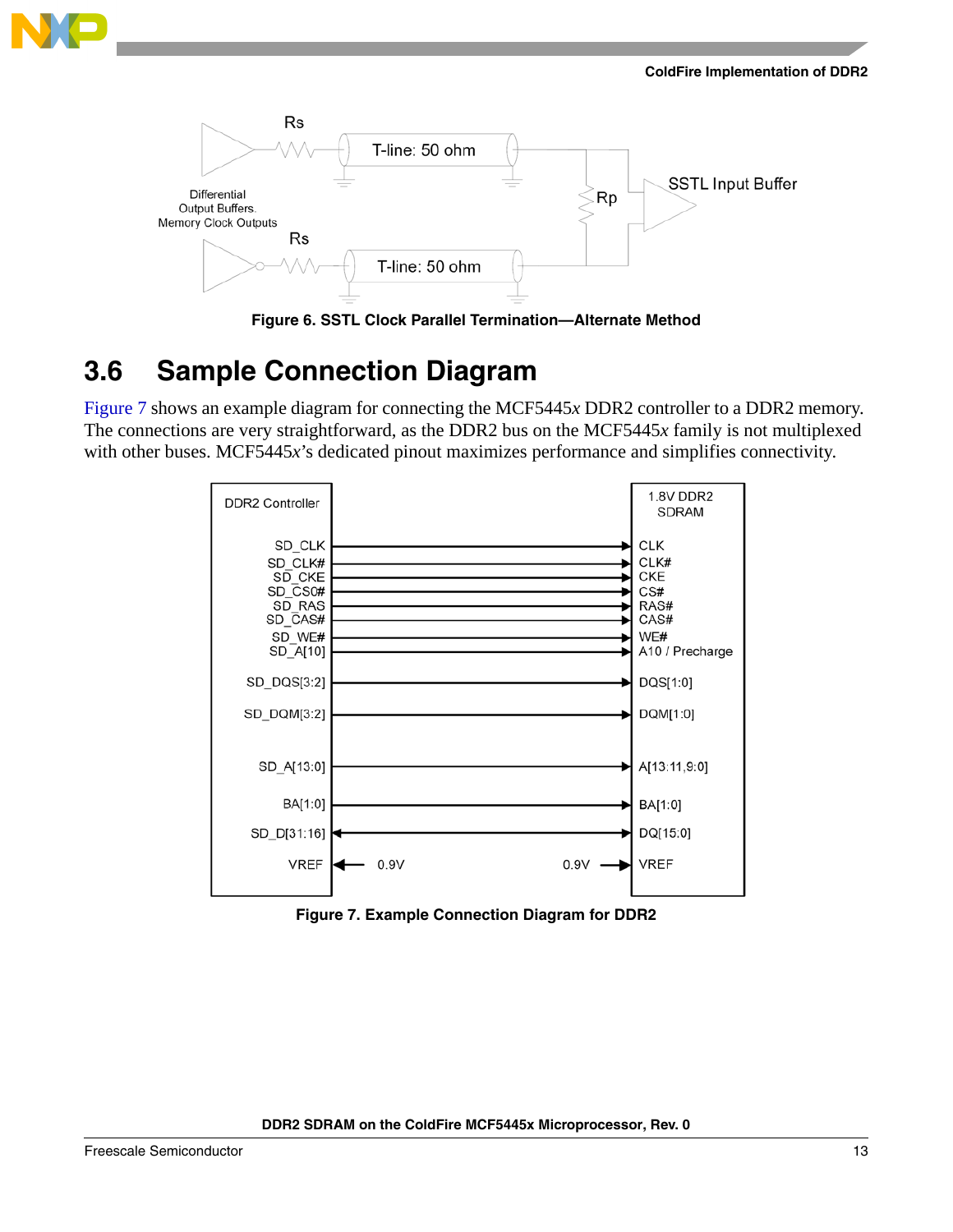Figure 6. SSTL Clock Parallel Termination—Alternate Method

## 3.6 Sample Connection Diagram

Figure 7 shows an example diagram for connecting the MCF5445*x* DDR2 controller to a DDR2 memory. The connections are very straightforward, as the DDR2 bus on the MCF5445*x* family is not multiplexed with other buses. MCF5445*x*'s dedicated pinout maximizes performance and simplifies connectivity.

Figure 7. Example Connection Diagram for DDR2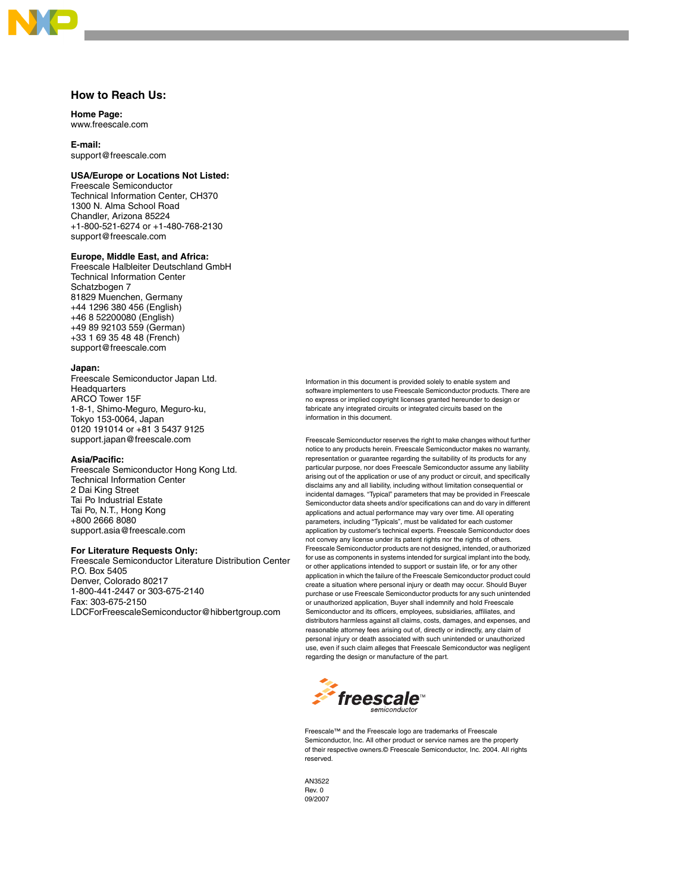## How to Reach Us:

**Home Page:**
www.freescale.com

**E-mail:**
support@freescale.com

**USA/Europe or Locations Not Listed:**
Freescale Semiconductor
Technical Information Center, CH370
1300 N. Alma School Road
Chandler, Arizona 85224
+1-800-521-6274 or +1-480-768-2130
support@freescale.com

**Europe, Middle East, and Africa:**
Freescale Halbleiter Deutschland GmbH
Technical Information Center
Schatzbogen 7
81829 Muenchen, Germany
+44 1296 380 456 (English)
+46 8 52200080 (English)
+49 89 92103 559 (German)
+33 1 69 35 48 48 (French)
support@freescale.com

**Japan:**
Freescale Semiconductor Japan Ltd.
Headquarters
ARCO Tower 15F
1-8-1, Shimo-Meguro, Meguro-ku,
Tokyo 153-0064, Japan
0120 191014 or +81 3 5437 9125
support.japan@freescale.com

**Asia/Pacific:**
Freescale Semiconductor Hong Kong Ltd.
Technical Information Center
2 Dai King Street
Tai Po Industrial Estate
Tai Po, N.T., Hong Kong
+800 2666 8080
support.asia@freescale.com

**For Literature Requests Only:**
Freescale Semiconductor Literature Distribution Center
P.O. Box 5405
Denver, Colorado 80217
1-800-441-2447 or 303-675-2140
Fax: 303-675-2150
LDCForFreescaleSemiconductor@hibbertgroup.com

Information in this document is provided solely to enable system and software implementers to use Freescale Semiconductor products. There are no express or implied copyright licenses granted hereunder to design or fabricate any integrated circuits or integrated circuits based on the information in this document.

Freescale Semiconductor reserves the right to make changes without further notice to any products herein. Freescale Semiconductor makes no warranty, representation or guarantee regarding the suitability of its products for any particular purpose, nor does Freescale Semiconductor assume any liability arising out of the application or use of any product or circuit, and specifically disclaims any and all liability, including without limitation consequential or incidental damages. "Typical" parameters that may be provided in Freescale Semiconductor data sheets and/or specifications can and do vary in different applications and actual performance may vary over time. All operating parameters, including "Typicals", must be validated for each customer application by customer's technical experts. Freescale Semiconductor does not convey any license under its patent rights nor the rights of others. Freescale Semiconductor products are not designed, intended, or authorized for use as components in systems intended for surgical implant into the body, or other applications intended to support or sustain life, or for any other application in which the failure of the Freescale Semiconductor product could create a situation where personal injury or death may occur. Should Buyer purchase or use Freescale Semiconductor products for any such unintended or unauthorized application, Buyer shall indemnify and hold Freescale Semiconductor and its officers, employees, subsidiaries, affiliates, and distributors harmless against all claims, costs, damages, and expenses, and reasonable attorney fees arising out of, directly or indirectly, any claim of personal injury or death associated with such unintended or unauthorized use, even if such claim alleges that Freescale Semiconductor was negligent regarding the design or manufacture of the part.

freescale™ semiconductor

Freescale™ and the Freescale logo are trademarks of Freescale Semiconductor, Inc. All other product or service names are the property of their respective owners.© Freescale Semiconductor, Inc. 2004. All rights reserved.

AN3522
Rev. 0
09/2007